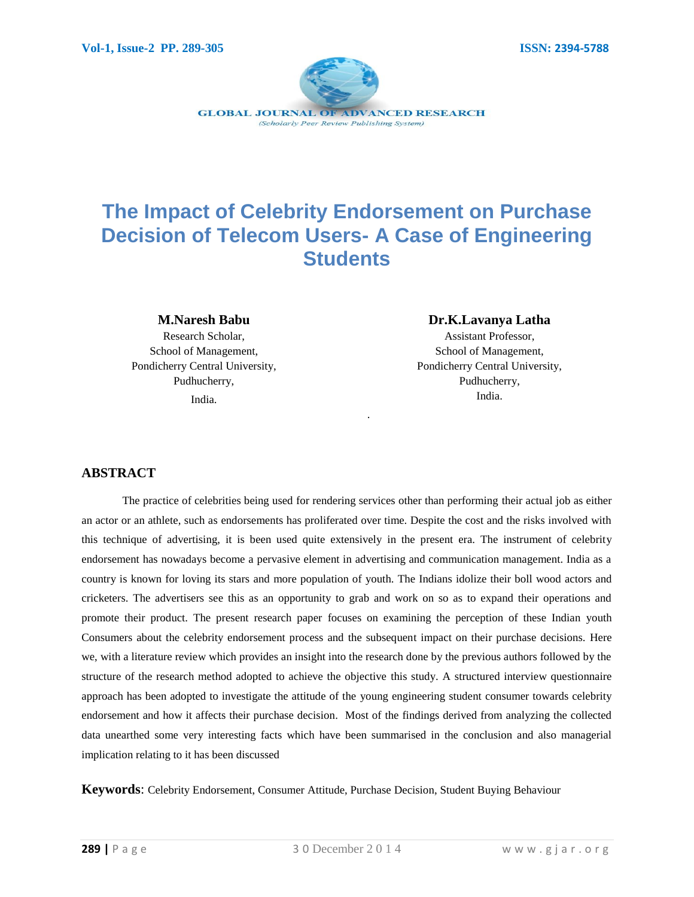# The Impact of Celebrity Endorsement on Purchase Decision of Telecom Users- A Case of Engineering Students

**M.Naresh Babu**
Research Scholar,
School of Management,
Pondicherry Central University,
Pudhucherry,
India.

**Dr.K.Lavanya Latha**
Assistant Professor,
School of Management,
Pondicherry Central University,
Pudhucherry,
India.

## ABSTRACT

The practice of celebrities being used for rendering services other than performing their actual job as either an actor or an athlete, such as endorsements has proliferated over time. Despite the cost and the risks involved with this technique of advertising, it is been used quite extensively in the present era. The instrument of celebrity endorsement has nowadays become a pervasive element in advertising and communication management. India as a country is known for loving its stars and more population of youth. The Indians idolize their boll wood actors and cricketers. The advertisers see this as an opportunity to grab and work on so as to expand their operations and promote their product. The present research paper focuses on examining the perception of these Indian youth Consumers about the celebrity endorsement process and the subsequent impact on their purchase decisions. Here we, with a literature review which provides an insight into the research done by the previous authors followed by the structure of the research method adopted to achieve the objective this study. A structured interview questionnaire approach has been adopted to investigate the attitude of the young engineering student consumer towards celebrity endorsement and how it affects their purchase decision. Most of the findings derived from analyzing the collected data unearthed some very interesting facts which have been summarised in the conclusion and also managerial implication relating to it has been discussed

**Keywords**: Celebrity Endorsement, Consumer Attitude, Purchase Decision, Student Buying Behaviour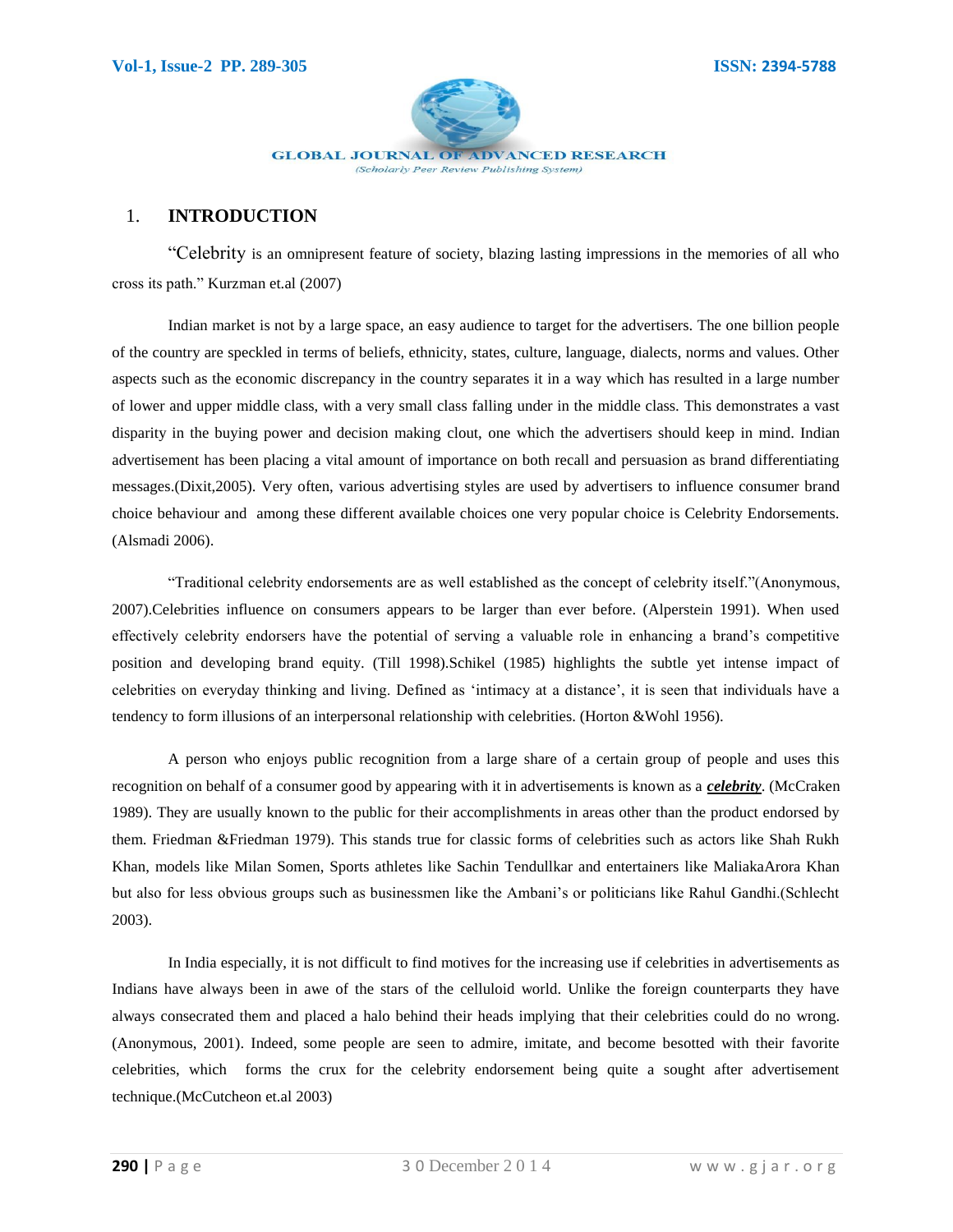## 1. INTRODUCTION

"Celebrity is an omnipresent feature of society, blazing lasting impressions in the memories of all who cross its path." Kurzman et.al (2007)

Indian market is not by a large space, an easy audience to target for the advertisers. The one billion people of the country are speckled in terms of beliefs, ethnicity, states, culture, language, dialects, norms and values. Other aspects such as the economic discrepancy in the country separates it in a way which has resulted in a large number of lower and upper middle class, with a very small class falling under in the middle class. This demonstrates a vast disparity in the buying power and decision making clout, one which the advertisers should keep in mind. Indian advertisement has been placing a vital amount of importance on both recall and persuasion as brand differentiating messages.(Dixit,2005). Very often, various advertising styles are used by advertisers to influence consumer brand choice behaviour and among these different available choices one very popular choice is Celebrity Endorsements. (Alsmadi 2006).

"Traditional celebrity endorsements are as well established as the concept of celebrity itself."(Anonymous, 2007).Celebrities influence on consumers appears to be larger than ever before. (Alperstein 1991). When used effectively celebrity endorsers have the potential of serving a valuable role in enhancing a brand's competitive position and developing brand equity. (Till 1998).Schikel (1985) highlights the subtle yet intense impact of celebrities on everyday thinking and living. Defined as 'intimacy at a distance', it is seen that individuals have a tendency to form illusions of an interpersonal relationship with celebrities. (Horton &Wohl 1956).

A person who enjoys public recognition from a large share of a certain group of people and uses this recognition on behalf of a consumer good by appearing with it in advertisements is known as a ***celebrity***. (McCraken 1989). They are usually known to the public for their accomplishments in areas other than the product endorsed by them. Friedman &Friedman 1979). This stands true for classic forms of celebrities such as actors like Shah Rukh Khan, models like Milan Somen, Sports athletes like Sachin Tendullkar and entertainers like MaliakaArora Khan but also for less obvious groups such as businessmen like the Ambani's or politicians like Rahul Gandhi.(Schlecht 2003).

In India especially, it is not difficult to find motives for the increasing use if celebrities in advertisements as Indians have always been in awe of the stars of the celluloid world. Unlike the foreign counterparts they have always consecrated them and placed a halo behind their heads implying that their celebrities could do no wrong. (Anonymous, 2001). Indeed, some people are seen to admire, imitate, and become besotted with their favorite celebrities, which forms the crux for the celebrity endorsement being quite a sought after advertisement technique.(McCutcheon et.al 2003)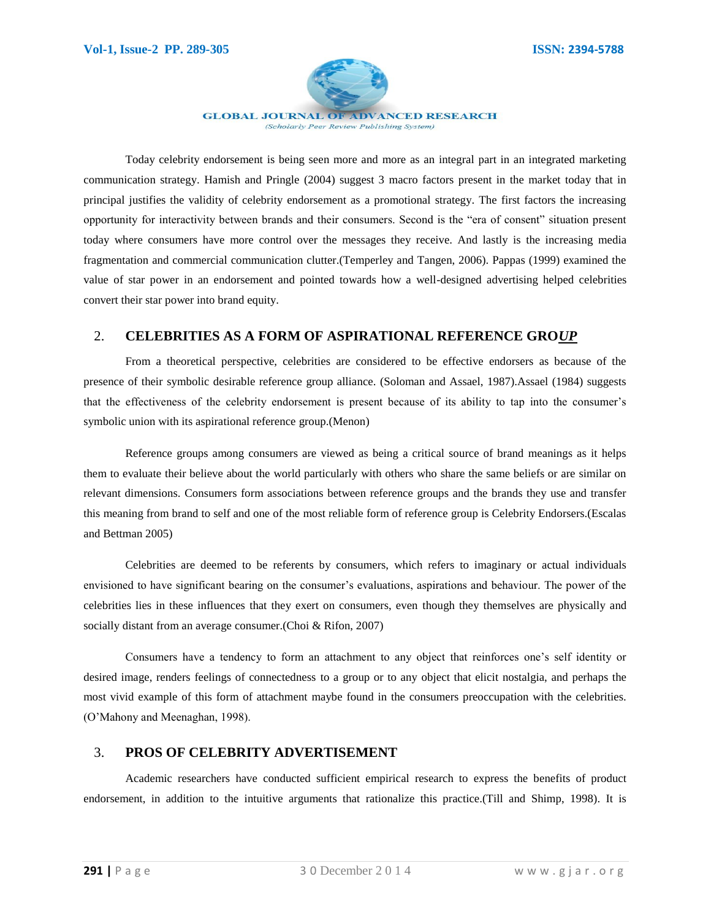Today celebrity endorsement is being seen more and more as an integral part in an integrated marketing communication strategy. Hamish and Pringle (2004) suggest 3 macro factors present in the market today that in principal justifies the validity of celebrity endorsement as a promotional strategy. The first factors the increasing opportunity for interactivity between brands and their consumers. Second is the "era of consent" situation present today where consumers have more control over the messages they receive. And lastly is the increasing media fragmentation and commercial communication clutter.(Temperley and Tangen, 2006). Pappas (1999) examined the value of star power in an endorsement and pointed towards how a well-designed advertising helped celebrities convert their star power into brand equity.

## 2. CELEBRITIES AS A FORM OF ASPIRATIONAL REFERENCE GRO*UP*

From a theoretical perspective, celebrities are considered to be effective endorsers as because of the presence of their symbolic desirable reference group alliance. (Soloman and Assael, 1987).Assael (1984) suggests that the effectiveness of the celebrity endorsement is present because of its ability to tap into the consumer's symbolic union with its aspirational reference group.(Menon)

Reference groups among consumers are viewed as being a critical source of brand meanings as it helps them to evaluate their believe about the world particularly with others who share the same beliefs or are similar on relevant dimensions. Consumers form associations between reference groups and the brands they use and transfer this meaning from brand to self and one of the most reliable form of reference group is Celebrity Endorsers.(Escalas and Bettman 2005)

Celebrities are deemed to be referents by consumers, which refers to imaginary or actual individuals envisioned to have significant bearing on the consumer's evaluations, aspirations and behaviour. The power of the celebrities lies in these influences that they exert on consumers, even though they themselves are physically and socially distant from an average consumer.(Choi & Rifon, 2007)

Consumers have a tendency to form an attachment to any object that reinforces one's self identity or desired image, renders feelings of connectedness to a group or to any object that elicit nostalgia, and perhaps the most vivid example of this form of attachment maybe found in the consumers preoccupation with the celebrities. (O'Mahony and Meenaghan, 1998).

## 3. PROS OF CELEBRITY ADVERTISEMENT

Academic researchers have conducted sufficient empirical research to express the benefits of product endorsement, in addition to the intuitive arguments that rationalize this practice.(Till and Shimp, 1998). It is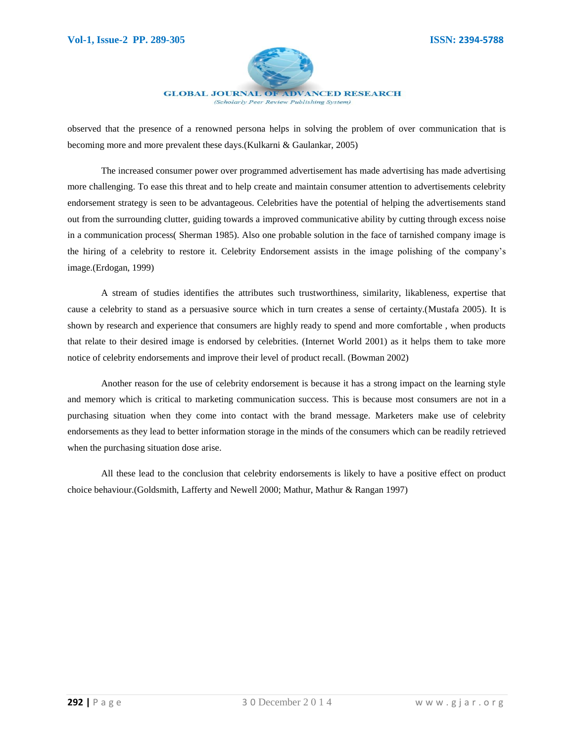observed that the presence of a renowned persona helps in solving the problem of over communication that is becoming more and more prevalent these days.(Kulkarni & Gaulankar, 2005)

The increased consumer power over programmed advertisement has made advertising has made advertising more challenging. To ease this threat and to help create and maintain consumer attention to advertisements celebrity endorsement strategy is seen to be advantageous. Celebrities have the potential of helping the advertisements stand out from the surrounding clutter, guiding towards a improved communicative ability by cutting through excess noise in a communication process( Sherman 1985). Also one probable solution in the face of tarnished company image is the hiring of a celebrity to restore it. Celebrity Endorsement assists in the image polishing of the company's image.(Erdogan, 1999)

A stream of studies identifies the attributes such trustworthiness, similarity, likableness, expertise that cause a celebrity to stand as a persuasive source which in turn creates a sense of certainty.(Mustafa 2005). It is shown by research and experience that consumers are highly ready to spend and more comfortable , when products that relate to their desired image is endorsed by celebrities. (Internet World 2001) as it helps them to take more notice of celebrity endorsements and improve their level of product recall. (Bowman 2002)

Another reason for the use of celebrity endorsement is because it has a strong impact on the learning style and memory which is critical to marketing communication success. This is because most consumers are not in a purchasing situation when they come into contact with the brand message. Marketers make use of celebrity endorsements as they lead to better information storage in the minds of the consumers which can be readily retrieved when the purchasing situation dose arise.

All these lead to the conclusion that celebrity endorsements is likely to have a positive effect on product choice behaviour.(Goldsmith, Lafferty and Newell 2000; Mathur, Mathur & Rangan 1997)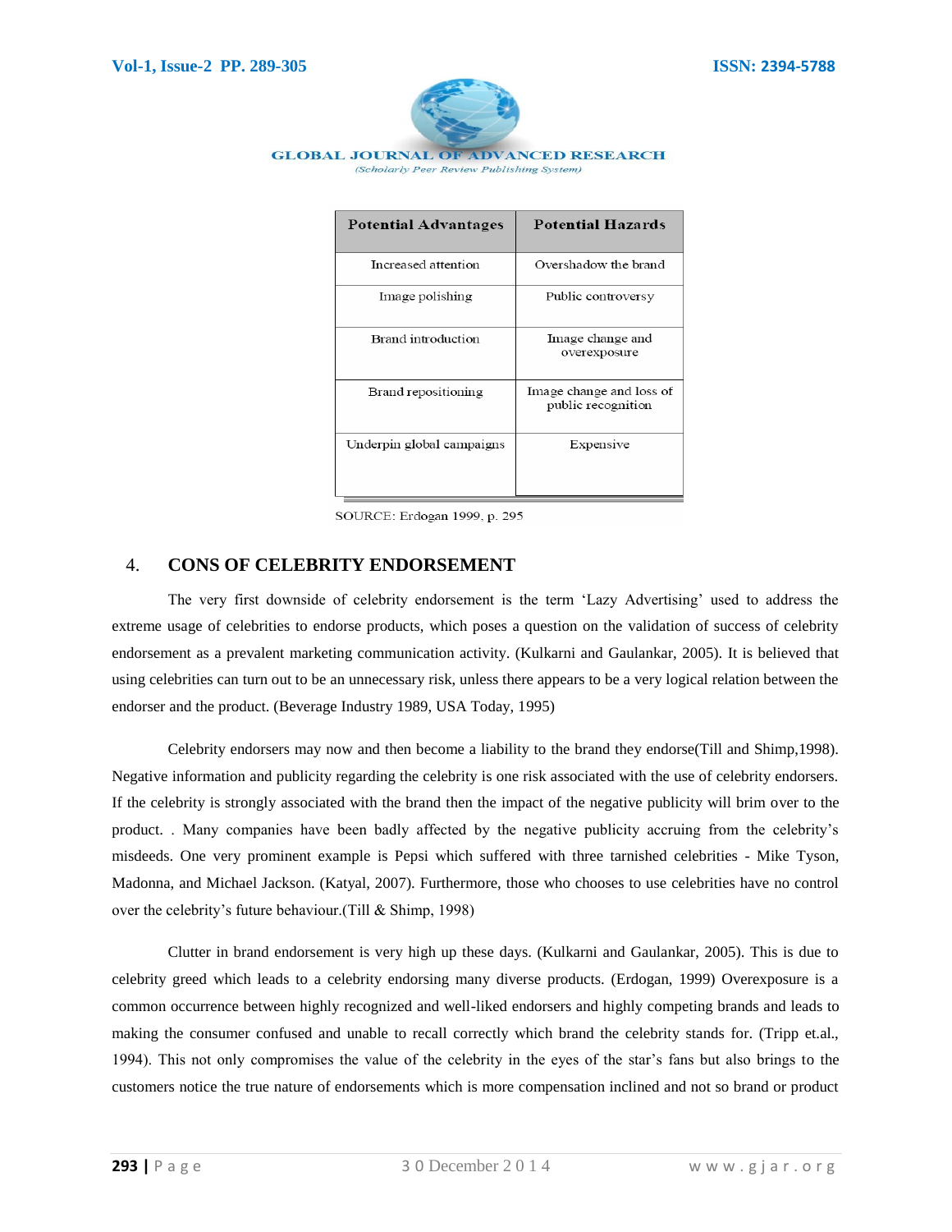| Potential Advantages | Potential Hazards |
|---|---|
| Increased attention | Overshadow the brand |
| Image polishing | Public controversy |
| Brand introduction | Image change and overexposure |
| Brand repositioning | Image change and loss of public recognition |
| Underpin global campaigns | Expensive |

SOURCE: Erdogan 1999, p. 295

## 4. CONS OF CELEBRITY ENDORSEMENT

The very first downside of celebrity endorsement is the term 'Lazy Advertising' used to address the extreme usage of celebrities to endorse products, which poses a question on the validation of success of celebrity endorsement as a prevalent marketing communication activity. (Kulkarni and Gaulankar, 2005). It is believed that using celebrities can turn out to be an unnecessary risk, unless there appears to be a very logical relation between the endorser and the product. (Beverage Industry 1989, USA Today, 1995)

Celebrity endorsers may now and then become a liability to the brand they endorse(Till and Shimp,1998). Negative information and publicity regarding the celebrity is one risk associated with the use of celebrity endorsers. If the celebrity is strongly associated with the brand then the impact of the negative publicity will brim over to the product. . Many companies have been badly affected by the negative publicity accruing from the celebrity's misdeeds. One very prominent example is Pepsi which suffered with three tarnished celebrities - Mike Tyson, Madonna, and Michael Jackson. (Katyal, 2007). Furthermore, those who chooses to use celebrities have no control over the celebrity's future behaviour.(Till & Shimp, 1998)

Clutter in brand endorsement is very high up these days. (Kulkarni and Gaulankar, 2005). This is due to celebrity greed which leads to a celebrity endorsing many diverse products. (Erdogan, 1999) Overexposure is a common occurrence between highly recognized and well-liked endorsers and highly competing brands and leads to making the consumer confused and unable to recall correctly which brand the celebrity stands for. (Tripp et.al., 1994). This not only compromises the value of the celebrity in the eyes of the star's fans but also brings to the customers notice the true nature of endorsements which is more compensation inclined and not so brand or product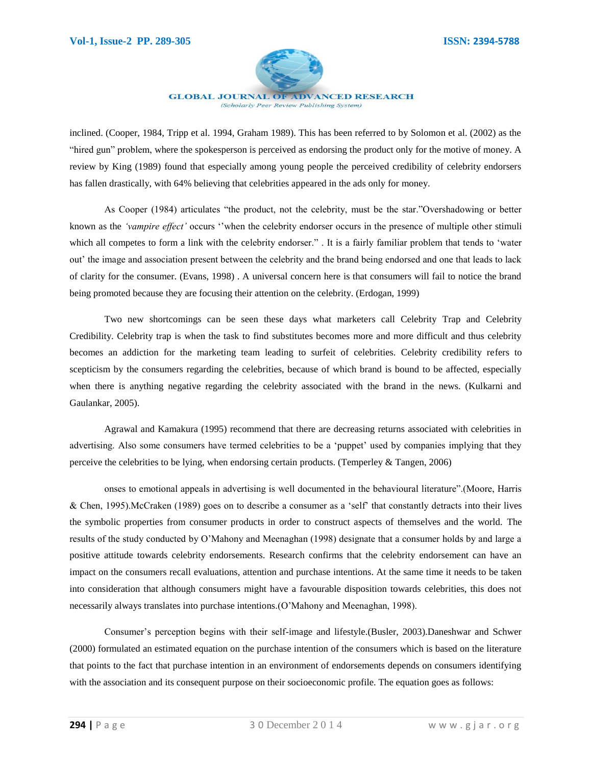inclined. (Cooper, 1984, Tripp et al. 1994, Graham 1989). This has been referred to by Solomon et al. (2002) as the “hired gun” problem, where the spokesperson is perceived as endorsing the product only for the motive of money. A review by King (1989) found that especially among young people the perceived credibility of celebrity endorsers has fallen drastically, with 64% believing that celebrities appeared in the ads only for money.

As Cooper (1984) articulates “the product, not the celebrity, must be the star.”Overshadowing or better known as the *‘vampire effect’* occurs ‘’when the celebrity endorser occurs in the presence of multiple other stimuli which all competes to form a link with the celebrity endorser.” . It is a fairly familiar problem that tends to ‘water out’ the image and association present between the celebrity and the brand being endorsed and one that leads to lack of clarity for the consumer. (Evans, 1998) . A universal concern here is that consumers will fail to notice the brand being promoted because they are focusing their attention on the celebrity. (Erdogan, 1999)

Two new shortcomings can be seen these days what marketers call Celebrity Trap and Celebrity Credibility. Celebrity trap is when the task to find substitutes becomes more and more difficult and thus celebrity becomes an addiction for the marketing team leading to surfeit of celebrities. Celebrity credibility refers to scepticism by the consumers regarding the celebrities, because of which brand is bound to be affected, especially when there is anything negative regarding the celebrity associated with the brand in the news. (Kulkarni and Gaulankar, 2005).

Agrawal and Kamakura (1995) recommend that there are decreasing returns associated with celebrities in advertising. Also some consumers have termed celebrities to be a ‘puppet’ used by companies implying that they perceive the celebrities to be lying, when endorsing certain products. (Temperley & Tangen, 2006)

onses to emotional appeals in advertising is well documented in the behavioural literature”.(Moore, Harris & Chen, 1995).McCraken (1989) goes on to describe a consumer as a ‘self’ that constantly detracts into their lives the symbolic properties from consumer products in order to construct aspects of themselves and the world. The results of the study conducted by O’Mahony and Meenaghan (1998) designate that a consumer holds by and large a positive attitude towards celebrity endorsements. Research confirms that the celebrity endorsement can have an impact on the consumers recall evaluations, attention and purchase intentions. At the same time it needs to be taken into consideration that although consumers might have a favourable disposition towards celebrities, this does not necessarily always translates into purchase intentions.(O’Mahony and Meenaghan, 1998).

Consumer’s perception begins with their self-image and lifestyle.(Busler, 2003).Daneshwar and Schwer (2000) formulated an estimated equation on the purchase intention of the consumers which is based on the literature that points to the fact that purchase intention in an environment of endorsements depends on consumers identifying with the association and its consequent purpose on their socioeconomic profile. The equation goes as follows: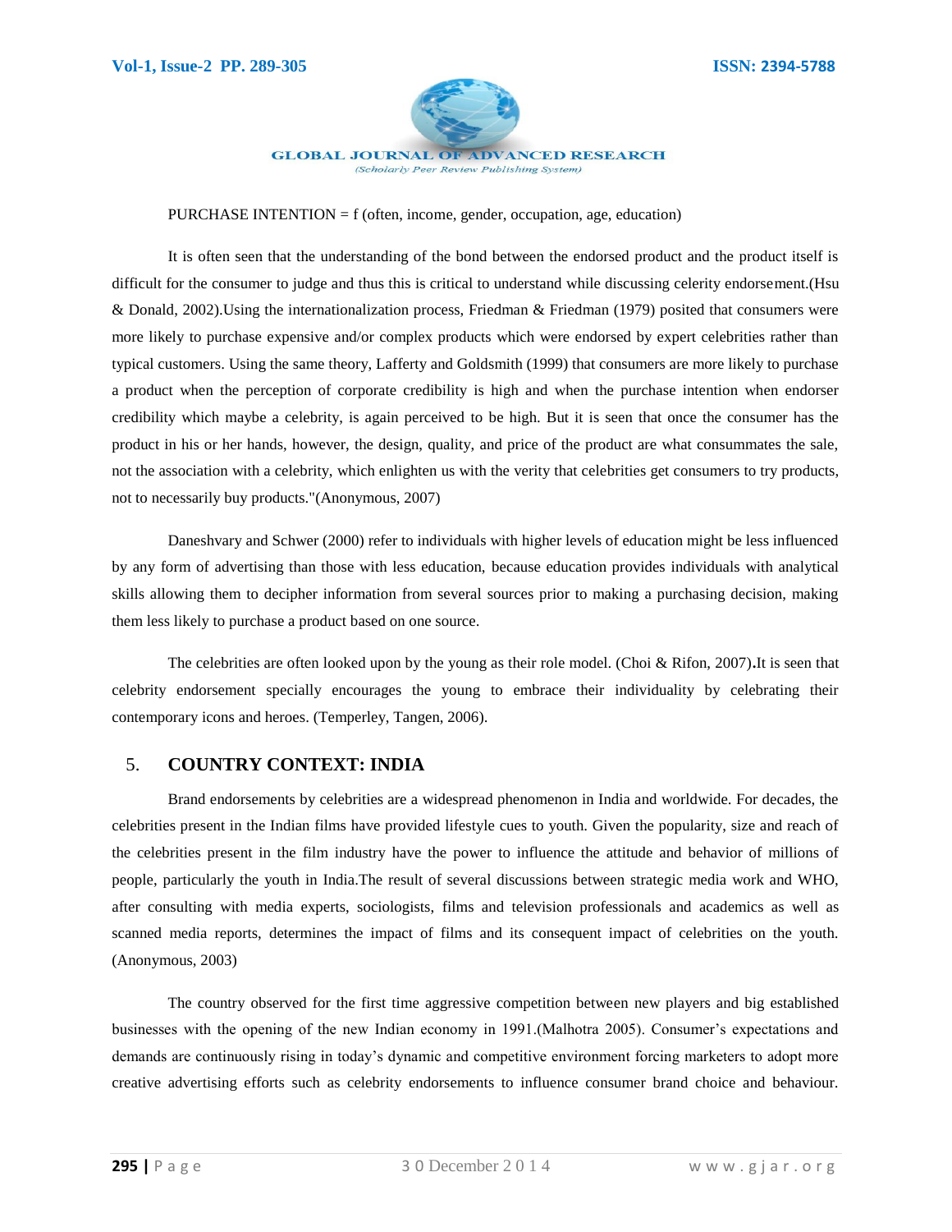PURCHASE INTENTION = f (often, income, gender, occupation, age, education)

It is often seen that the understanding of the bond between the endorsed product and the product itself is difficult for the consumer to judge and thus this is critical to understand while discussing celerity endorsement.(Hsu & Donald, 2002).Using the internationalization process, Friedman & Friedman (1979) posited that consumers were more likely to purchase expensive and/or complex products which were endorsed by expert celebrities rather than typical customers. Using the same theory, Lafferty and Goldsmith (1999) that consumers are more likely to purchase a product when the perception of corporate credibility is high and when the purchase intention when endorser credibility which maybe a celebrity, is again perceived to be high. But it is seen that once the consumer has the product in his or her hands, however, the design, quality, and price of the product are what consummates the sale, not the association with a celebrity, which enlighten us with the verity that celebrities get consumers to try products, not to necessarily buy products."(Anonymous, 2007)

Daneshvary and Schwer (2000) refer to individuals with higher levels of education might be less influenced by any form of advertising than those with less education, because education provides individuals with analytical skills allowing them to decipher information from several sources prior to making a purchasing decision, making them less likely to purchase a product based on one source.

The celebrities are often looked upon by the young as their role model. (Choi & Rifon, 2007)**.**It is seen that celebrity endorsement specially encourages the young to embrace their individuality by celebrating their contemporary icons and heroes. (Temperley, Tangen, 2006).

## 5. COUNTRY CONTEXT: INDIA

Brand endorsements by celebrities are a widespread phenomenon in India and worldwide. For decades, the celebrities present in the Indian films have provided lifestyle cues to youth. Given the popularity, size and reach of the celebrities present in the film industry have the power to influence the attitude and behavior of millions of people, particularly the youth in India.The result of several discussions between strategic media work and WHO, after consulting with media experts, sociologists, films and television professionals and academics as well as scanned media reports, determines the impact of films and its consequent impact of celebrities on the youth. (Anonymous, 2003)

The country observed for the first time aggressive competition between new players and big established businesses with the opening of the new Indian economy in 1991.(Malhotra 2005). Consumer's expectations and demands are continuously rising in today's dynamic and competitive environment forcing marketers to adopt more creative advertising efforts such as celebrity endorsements to influence consumer brand choice and behaviour.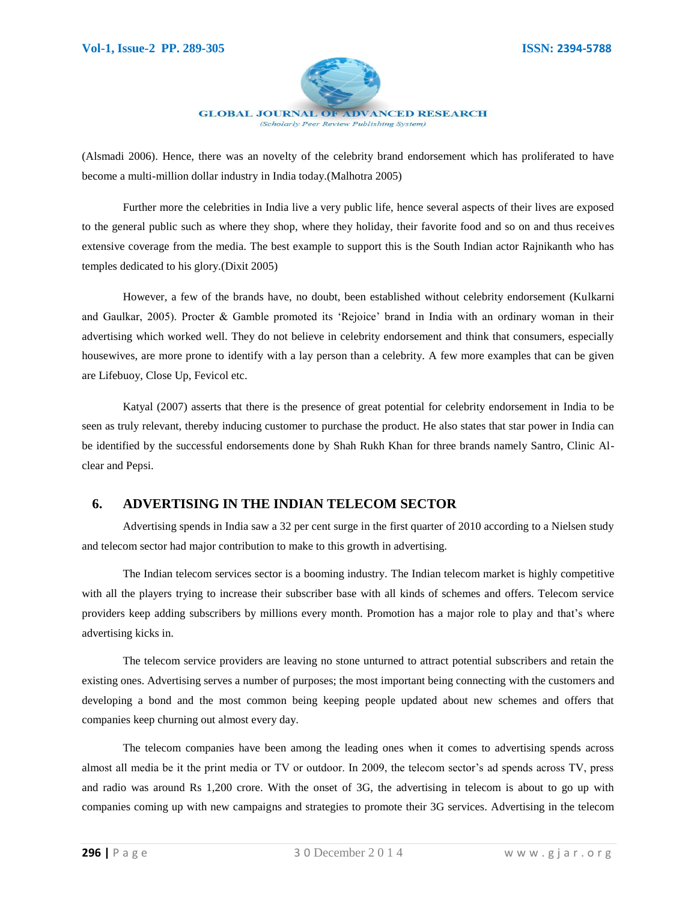(Alsmadi 2006). Hence, there was an novelty of the celebrity brand endorsement which has proliferated to have become a multi-million dollar industry in India today.(Malhotra 2005)

Further more the celebrities in India live a very public life, hence several aspects of their lives are exposed to the general public such as where they shop, where they holiday, their favorite food and so on and thus receives extensive coverage from the media. The best example to support this is the South Indian actor Rajnikanth who has temples dedicated to his glory.(Dixit 2005)

However, a few of the brands have, no doubt, been established without celebrity endorsement (Kulkarni and Gaulkar, 2005). Procter & Gamble promoted its 'Rejoice' brand in India with an ordinary woman in their advertising which worked well. They do not believe in celebrity endorsement and think that consumers, especially housewives, are more prone to identify with a lay person than a celebrity. A few more examples that can be given are Lifebuoy, Close Up, Fevicol etc.

Katyal (2007) asserts that there is the presence of great potential for celebrity endorsement in India to be seen as truly relevant, thereby inducing customer to purchase the product. He also states that star power in India can be identified by the successful endorsements done by Shah Rukh Khan for three brands namely Santro, Clinic Al-clear and Pepsi.

## 6. ADVERTISING IN THE INDIAN TELECOM SECTOR

Advertising spends in India saw a 32 per cent surge in the first quarter of 2010 according to a Nielsen study and telecom sector had major contribution to make to this growth in advertising.

The Indian telecom services sector is a booming industry. The Indian telecom market is highly competitive with all the players trying to increase their subscriber base with all kinds of schemes and offers. Telecom service providers keep adding subscribers by millions every month. Promotion has a major role to play and that's where advertising kicks in.

The telecom service providers are leaving no stone unturned to attract potential subscribers and retain the existing ones. Advertising serves a number of purposes; the most important being connecting with the customers and developing a bond and the most common being keeping people updated about new schemes and offers that companies keep churning out almost every day.

The telecom companies have been among the leading ones when it comes to advertising spends across almost all media be it the print media or TV or outdoor. In 2009, the telecom sector's ad spends across TV, press and radio was around Rs 1,200 crore. With the onset of 3G, the advertising in telecom is about to go up with companies coming up with new campaigns and strategies to promote their 3G services. Advertising in the telecom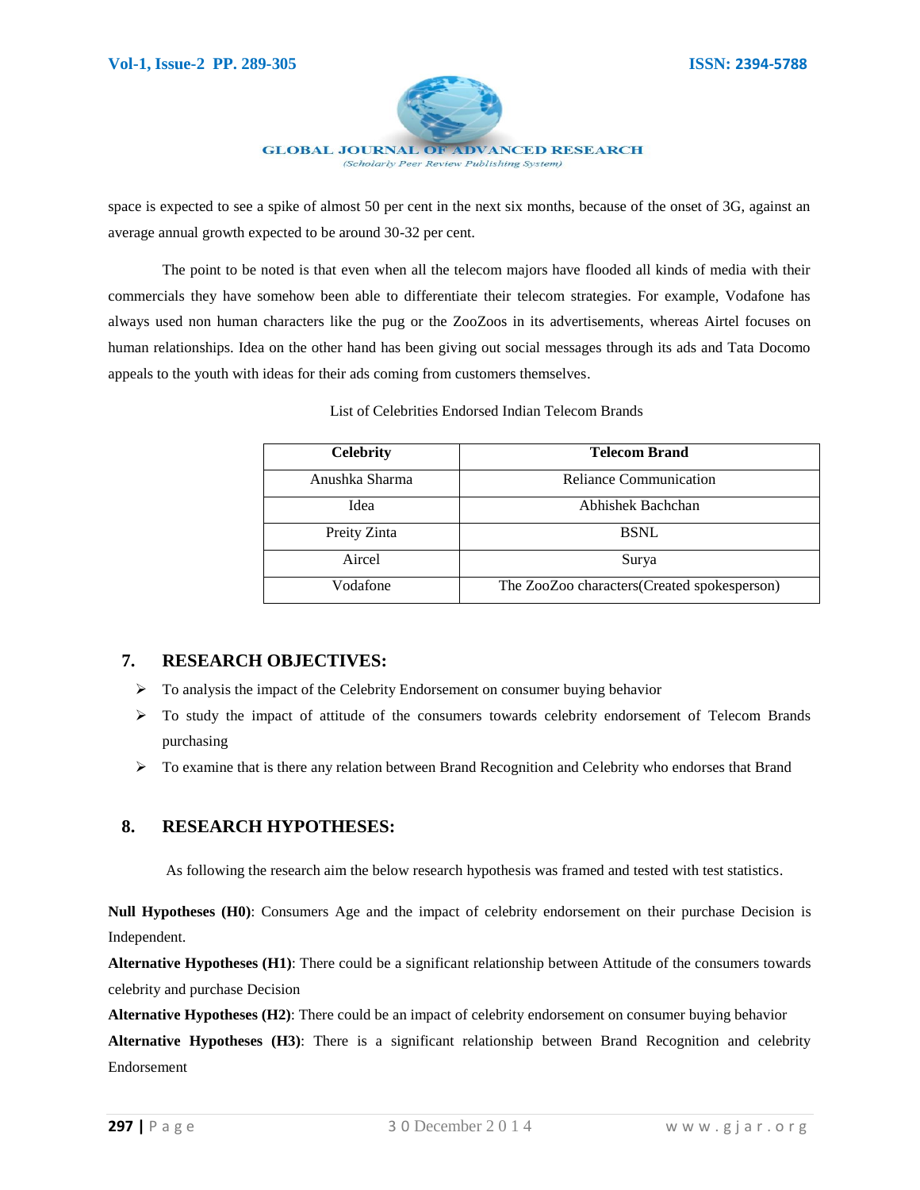space is expected to see a spike of almost 50 per cent in the next six months, because of the onset of 3G, against an average annual growth expected to be around 30-32 per cent.

The point to be noted is that even when all the telecom majors have flooded all kinds of media with their commercials they have somehow been able to differentiate their telecom strategies. For example, Vodafone has always used non human characters like the pug or the ZooZoos in its advertisements, whereas Airtel focuses on human relationships. Idea on the other hand has been giving out social messages through its ads and Tata Docomo appeals to the youth with ideas for their ads coming from customers themselves.

List of Celebrities Endorsed Indian Telecom Brands

| Celebrity | Telecom Brand |
|---|---|
| Anushka Sharma | Reliance Communication |
| Idea | Abhishek Bachchan |
| Preity Zinta | BSNL |
| Aircel | Surya |
| Vodafone | The ZooZoo characters(Created spokesperson) |

## 7. RESEARCH OBJECTIVES:

- To analysis the impact of the Celebrity Endorsement on consumer buying behavior
- To study the impact of attitude of the consumers towards celebrity endorsement of Telecom Brands purchasing
- To examine that is there any relation between Brand Recognition and Celebrity who endorses that Brand

## 8. RESEARCH HYPOTHESES:

As following the research aim the below research hypothesis was framed and tested with test statistics.

**Null Hypotheses (H0)**: Consumers Age and the impact of celebrity endorsement on their purchase Decision is Independent.

**Alternative Hypotheses (H1)**: There could be a significant relationship between Attitude of the consumers towards celebrity and purchase Decision

**Alternative Hypotheses (H2)**: There could be an impact of celebrity endorsement on consumer buying behavior

**Alternative Hypotheses (H3)**: There is a significant relationship between Brand Recognition and celebrity Endorsement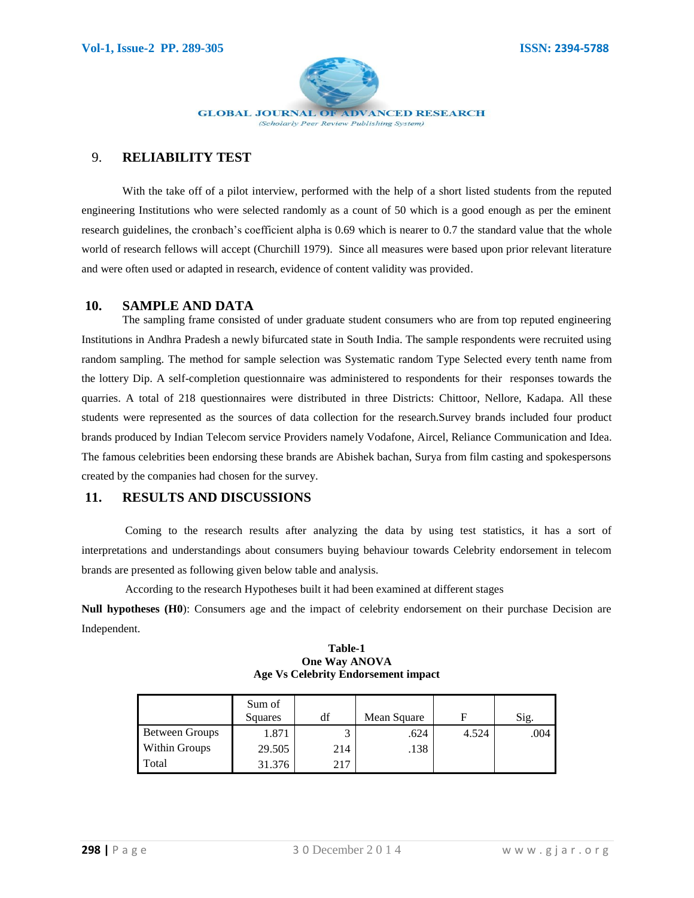## 9. RELIABILITY TEST

With the take off of a pilot interview, performed with the help of a short listed students from the reputed engineering Institutions who were selected randomly as a count of 50 which is a good enough as per the eminent research guidelines, the cronbach's coefficient alpha is 0.69 which is nearer to 0.7 the standard value that the whole world of research fellows will accept (Churchill 1979). Since all measures were based upon prior relevant literature and were often used or adapted in research, evidence of content validity was provided.

## 10. SAMPLE AND DATA

The sampling frame consisted of under graduate student consumers who are from top reputed engineering Institutions in Andhra Pradesh a newly bifurcated state in South India. The sample respondents were recruited using random sampling. The method for sample selection was Systematic random Type Selected every tenth name from the lottery Dip. A self-completion questionnaire was administered to respondents for their responses towards the quarries. A total of 218 questionnaires were distributed in three Districts: Chittoor, Nellore, Kadapa. All these students were represented as the sources of data collection for the research.Survey brands included four product brands produced by Indian Telecom service Providers namely Vodafone, Aircel, Reliance Communication and Idea. The famous celebrities been endorsing these brands are Abishek bachan, Surya from film casting and spokespersons created by the companies had chosen for the survey.

## 11. RESULTS AND DISCUSSIONS

Coming to the research results after analyzing the data by using test statistics, it has a sort of interpretations and understandings about consumers buying behaviour towards Celebrity endorsement in telecom brands are presented as following given below table and analysis.

According to the research Hypotheses built it had been examined at different stages

**Null hypotheses (H0)**: Consumers age and the impact of celebrity endorsement on their purchase Decision are Independent.

**Table-1**
**One Way ANOVA**
**Age Vs Celebrity Endorsement impact**

| | Sum of Squares | df | Mean Square | F | Sig. |
|---|---|---|---|---|---|
| Between Groups | 1.871 | 3 | .624 | 4.524 | .004 |
| Within Groups | 29.505 | 214 | .138 | | |
| Total | 31.376 | 217 | | | |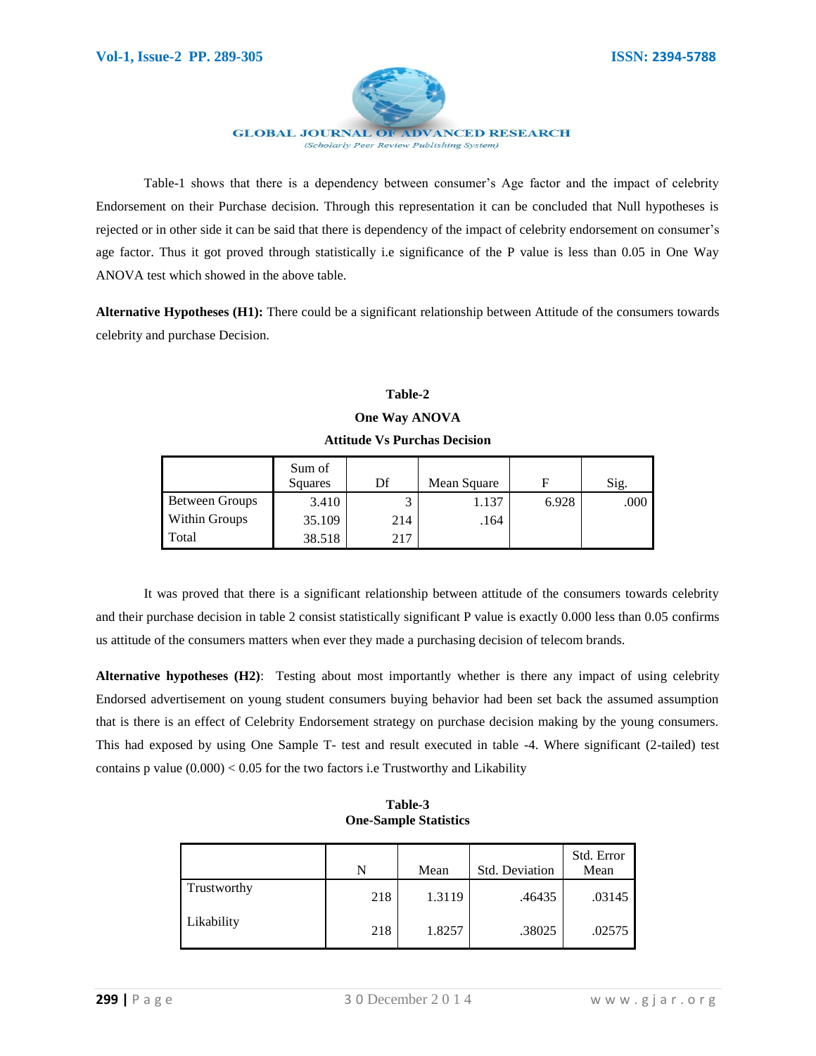Table-1 shows that there is a dependency between consumer's Age factor and the impact of celebrity Endorsement on their Purchase decision. Through this representation it can be concluded that Null hypotheses is rejected or in other side it can be said that there is dependency of the impact of celebrity endorsement on consumer's age factor. Thus it got proved through statistically i.e significance of the P value is less than 0.05 in One Way ANOVA test which showed in the above table.

**Alternative Hypotheses (H1):** There could be a significant relationship between Attitude of the consumers towards celebrity and purchase Decision.

**Table-2**

**One Way ANOVA**

**Attitude Vs Purchas Decision**

| | Sum of Squares | Df | Mean Square | F | Sig. |
|---|---|---|---|---|---|
| Between Groups | 3.410 | 3 | 1.137 | 6.928 | .000 |
| Within Groups | 35.109 | 214 | .164 | | |
| Total | 38.518 | 217 | | | |

It was proved that there is a significant relationship between attitude of the consumers towards celebrity and their purchase decision in table 2 consist statistically significant P value is exactly 0.000 less than 0.05 confirms us attitude of the consumers matters when ever they made a purchasing decision of telecom brands.

**Alternative hypotheses (H2)**: Testing about most importantly whether is there any impact of using celebrity Endorsed advertisement on young student consumers buying behavior had been set back the assumed assumption that is there is an effect of Celebrity Endorsement strategy on purchase decision making by the young consumers. This had exposed by using One Sample T- test and result executed in table -4. Where significant (2-tailed) test contains p value (0.000) < 0.05 for the two factors i.e Trustworthy and Likability

**Table-3**
**One-Sample Statistics**

| | N | Mean | Std. Deviation | Std. Error Mean |
|---|---|---|---|---|
| Trustworthy | 218 | 1.3119 | .46435 | .03145 |
| Likability | 218 | 1.8257 | .38025 | .02575 |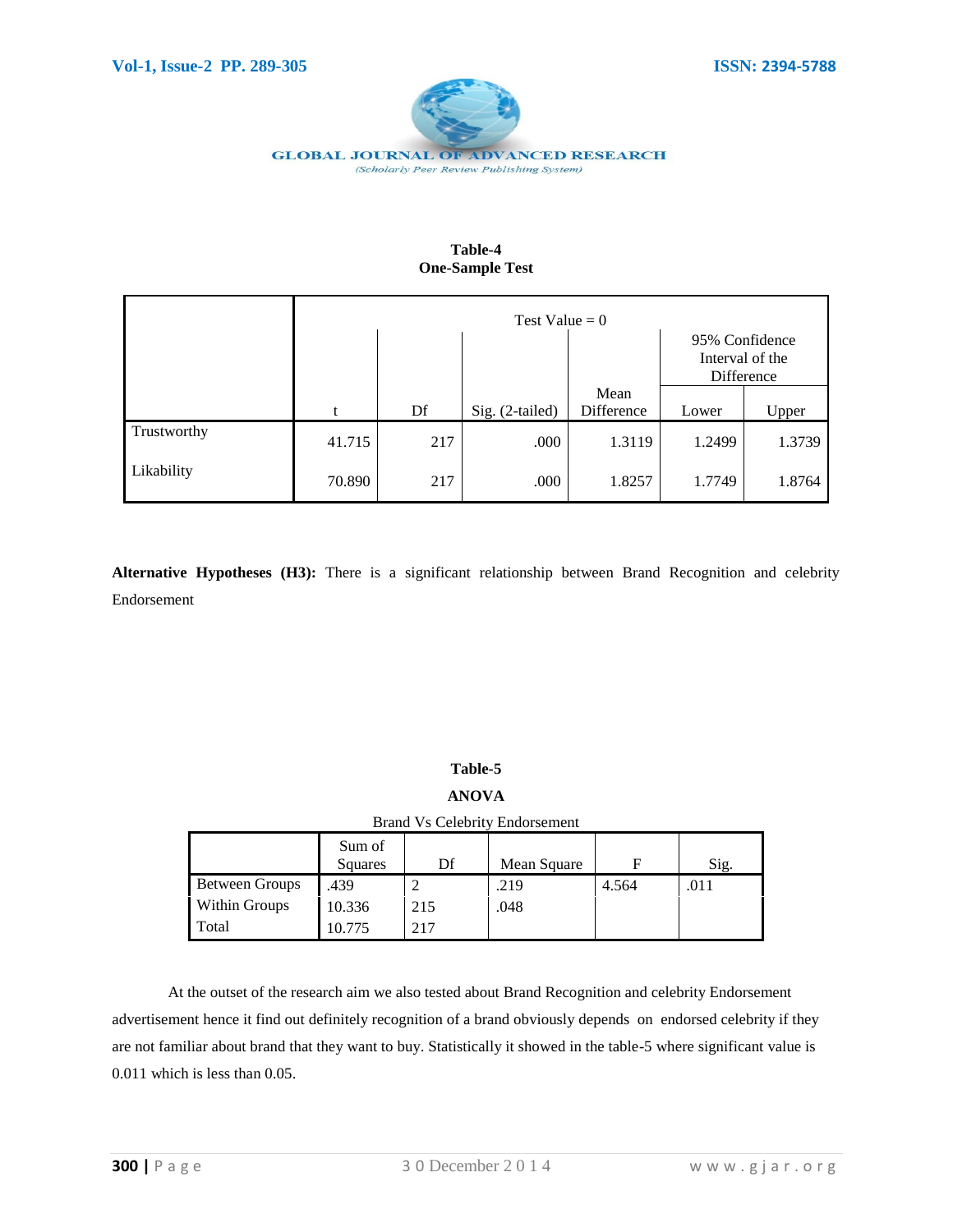**Table-4**
**One-Sample Test**

| | Test Value = 0 | | | | | |
|---|---|---|---|---|---|---|
| | | | | | 95% Confidence Interval of the Difference | |
| | t | Df | Sig. (2-tailed) | Mean Difference | Lower | Upper |
| Trustworthy | 41.715 | 217 | .000 | 1.3119 | 1.2499 | 1.3739 |
| Likability | 70.890 | 217 | .000 | 1.8257 | 1.7749 | 1.8764 |

**Alternative Hypotheses (H3):** There is a significant relationship between Brand Recognition and celebrity Endorsement

**Table-5**

**ANOVA**

Brand Vs Celebrity Endorsement

| | Sum of Squares | Df | Mean Square | F | Sig. |
|---|---|---|---|---|---|
| Between Groups | .439 | 2 | .219 | 4.564 | .011 |
| Within Groups | 10.336 | 215 | .048 | | |
| Total | 10.775 | 217 | | | |

At the outset of the research aim we also tested about Brand Recognition and celebrity Endorsement advertisement hence it find out definitely recognition of a brand obviously depends on endorsed celebrity if they are not familiar about brand that they want to buy. Statistically it showed in the table-5 where significant value is 0.011 which is less than 0.05.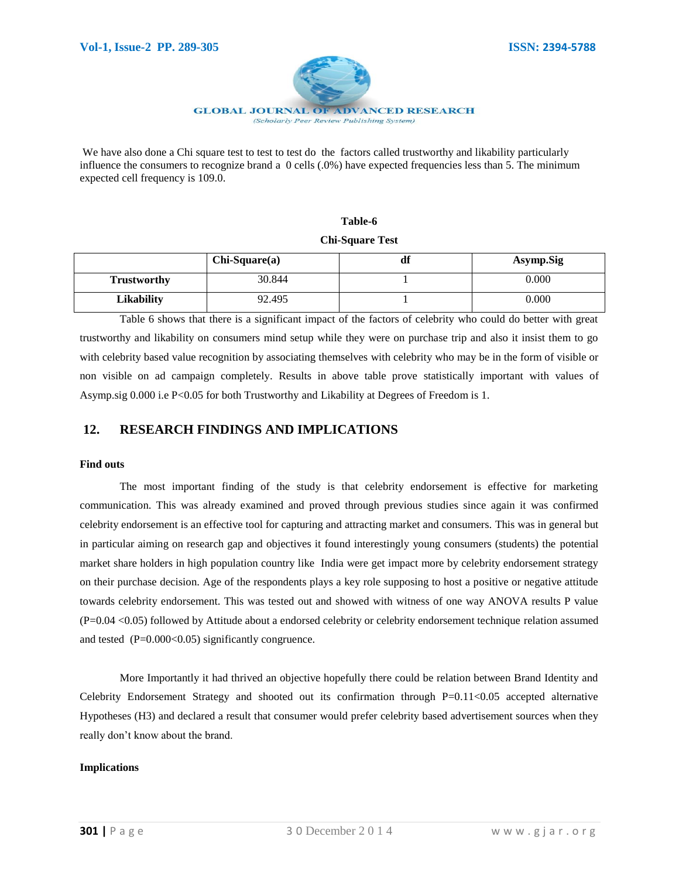We have also done a Chi square test to test to test do the factors called trustworthy and likability particularly influence the consumers to recognize brand a 0 cells (.0%) have expected frequencies less than 5. The minimum expected cell frequency is 109.0.

**Table-6**

**Chi-Square Test**

| | **Chi-Square(a)** | **df** | **Asymp.Sig** |
|---|---|---|---|
| **Trustworthy** | 30.844 | 1 | 0.000 |
| **Likability** | 92.495 | 1 | 0.000 |

Table 6 shows that there is a significant impact of the factors of celebrity who could do better with great trustworthy and likability on consumers mind setup while they were on purchase trip and also it insist them to go with celebrity based value recognition by associating themselves with celebrity who may be in the form of visible or non visible on ad campaign completely. Results in above table prove statistically important with values of Asymp.sig 0.000 i.e $P<0.05$ for both Trustworthy and Likability at Degrees of Freedom is 1.

## 12. RESEARCH FINDINGS AND IMPLICATIONS

**Find outs**

The most important finding of the study is that celebrity endorsement is effective for marketing communication. This was already examined and proved through previous studies since again it was confirmed celebrity endorsement is an effective tool for capturing and attracting market and consumers. This was in general but in particular aiming on research gap and objectives it found interestingly young consumers (students) the potential market share holders in high population country like India were get impact more by celebrity endorsement strategy on their purchase decision. Age of the respondents plays a key role supposing to host a positive or negative attitude towards celebrity endorsement. This was tested out and showed with witness of one way ANOVA results P value ($P=0.04<0.05$) followed by Attitude about a endorsed celebrity or celebrity endorsement technique relation assumed and tested ($P=0.000<0.05$) significantly congruence.

More Importantly it had thrived an objective hopefully there could be relation between Brand Identity and Celebrity Endorsement Strategy and shooted out its confirmation through $P=0.11<0.05$ accepted alternative Hypotheses (H3) and declared a result that consumer would prefer celebrity based advertisement sources when they really don't know about the brand.

**Implications**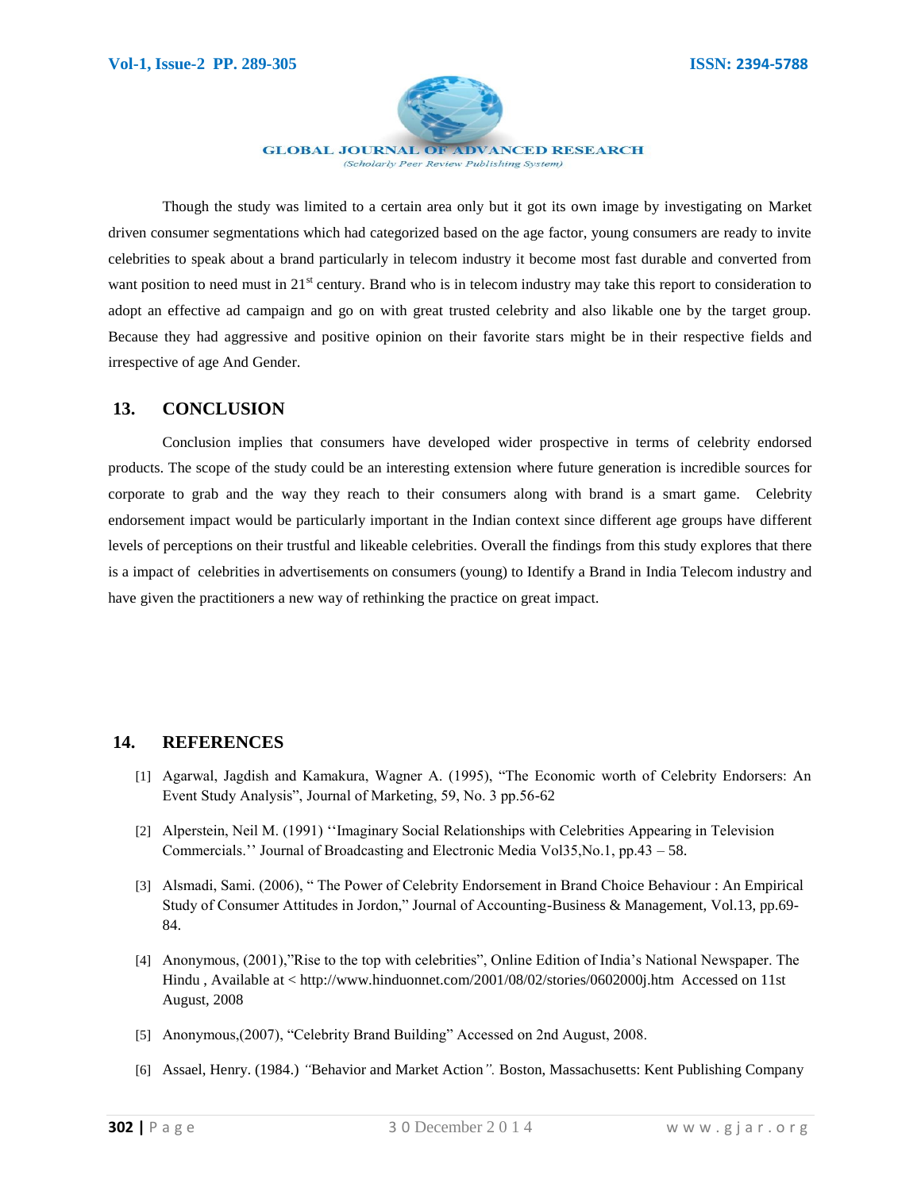Though the study was limited to a certain area only but it got its own image by investigating on Market driven consumer segmentations which had categorized based on the age factor, young consumers are ready to invite celebrities to speak about a brand particularly in telecom industry it become most fast durable and converted from want position to need must in 21st century. Brand who is in telecom industry may take this report to consideration to adopt an effective ad campaign and go on with great trusted celebrity and also likable one by the target group. Because they had aggressive and positive opinion on their favorite stars might be in their respective fields and irrespective of age And Gender.

## 13. CONCLUSION

Conclusion implies that consumers have developed wider prospective in terms of celebrity endorsed products. The scope of the study could be an interesting extension where future generation is incredible sources for corporate to grab and the way they reach to their consumers along with brand is a smart game. Celebrity endorsement impact would be particularly important in the Indian context since different age groups have different levels of perceptions on their trustful and likeable celebrities. Overall the findings from this study explores that there is a impact of celebrities in advertisements on consumers (young) to Identify a Brand in India Telecom industry and have given the practitioners a new way of rethinking the practice on great impact.

## 14. REFERENCES

[1] Agarwal, Jagdish and Kamakura, Wagner A. (1995), "The Economic worth of Celebrity Endorsers: An Event Study Analysis", Journal of Marketing, 59, No. 3 pp.56-62

[2] Alperstein, Neil M. (1991) ''Imaginary Social Relationships with Celebrities Appearing in Television Commercials.'' Journal of Broadcasting and Electronic Media Vol35,No.1, pp.43 – 58.

[3] Alsmadi, Sami. (2006), " The Power of Celebrity Endorsement in Brand Choice Behaviour : An Empirical Study of Consumer Attitudes in Jordon," Journal of Accounting-Business & Management, Vol.13, pp.69-84.

[4] Anonymous, (2001),"Rise to the top with celebrities", Online Edition of India's National Newspaper. The Hindu , Available at < http://www.hinduonnet.com/2001/08/02/stories/0602000j.htm Accessed on 11st August, 2008

[5] Anonymous,(2007), "Celebrity Brand Building" Accessed on 2nd August, 2008.

[6] Assael, Henry. (1984.) *"Behavior and Market Action".* Boston, Massachusetts: Kent Publishing Company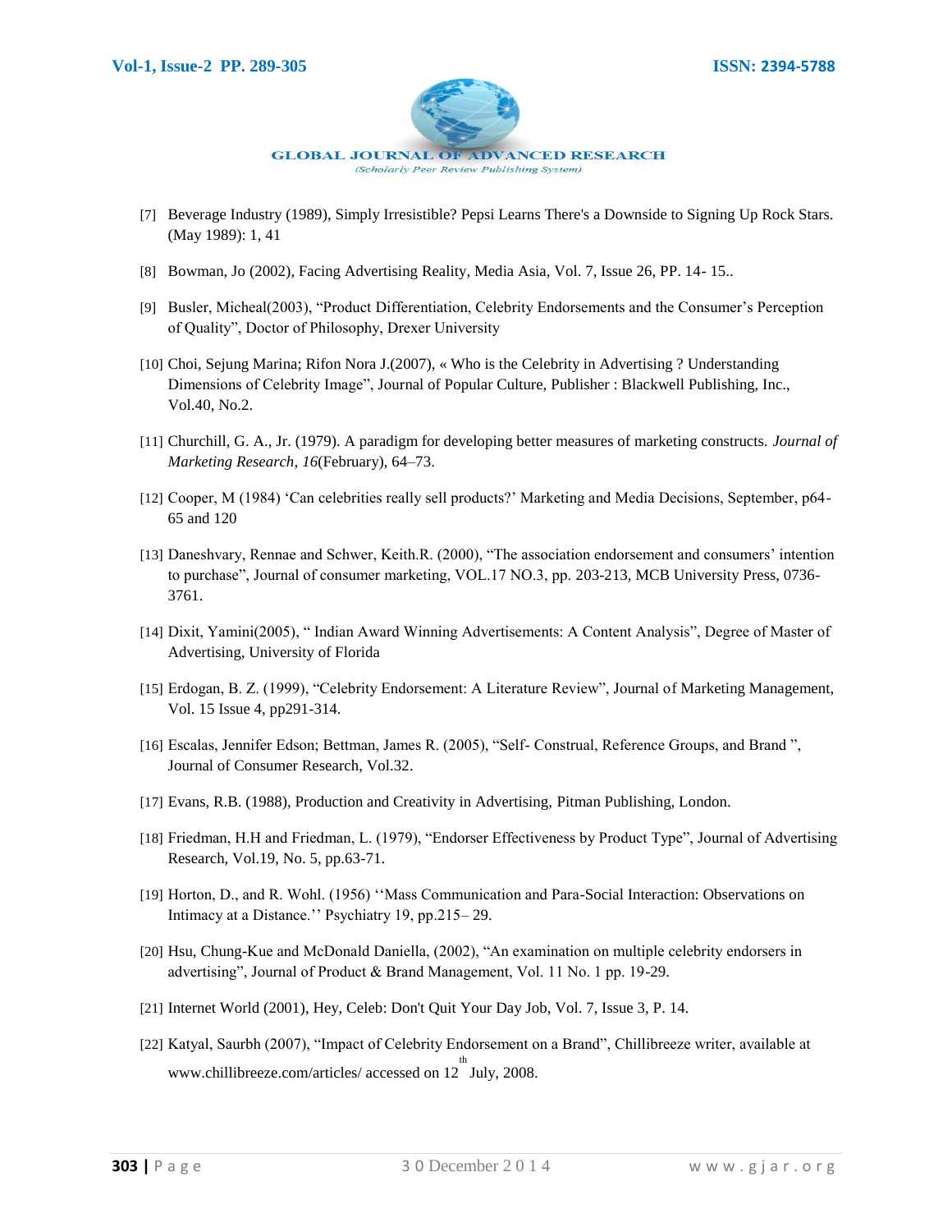[7] Beverage Industry (1989), Simply Irresistible? Pepsi Learns There's a Downside to Signing Up Rock Stars. (May 1989): 1, 41

[8] Bowman, Jo (2002), Facing Advertising Reality, Media Asia, Vol. 7, Issue 26, PP. 14- 15..

[9] Busler, Micheal(2003), "Product Differentiation, Celebrity Endorsements and the Consumer's Perception of Quality", Doctor of Philosophy, Drexer University

[10] Choi, Sejung Marina; Rifon Nora J.(2007), « Who is the Celebrity in Advertising ? Understanding Dimensions of Celebrity Image", Journal of Popular Culture, Publisher : Blackwell Publishing, Inc., Vol.40, No.2.

[11] Churchill, G. A., Jr. (1979). A paradigm for developing better measures of marketing constructs. *Journal of Marketing Research, 16*(February), 64–73.

[12] Cooper, M (1984) 'Can celebrities really sell products?' Marketing and Media Decisions, September, p64-65 and 120

[13] Daneshvary, Rennae and Schwer, Keith.R. (2000), "The association endorsement and consumers' intention to purchase", Journal of consumer marketing, VOL.17 NO.3, pp. 203-213, MCB University Press, 0736-3761.

[14] Dixit, Yamini(2005), " Indian Award Winning Advertisements: A Content Analysis", Degree of Master of Advertising, University of Florida

[15] Erdogan, B. Z. (1999), "Celebrity Endorsement: A Literature Review", Journal of Marketing Management, Vol. 15 Issue 4, pp291-314.

[16] Escalas, Jennifer Edson; Bettman, James R. (2005), "Self- Construal, Reference Groups, and Brand ", Journal of Consumer Research, Vol.32.

[17] Evans, R.B. (1988), Production and Creativity in Advertising, Pitman Publishing, London.

[18] Friedman, H.H and Friedman, L. (1979), "Endorser Effectiveness by Product Type", Journal of Advertising Research, Vol.19, No. 5, pp.63-71.

[19] Horton, D., and R. Wohl. (1956) ''Mass Communication and Para-Social Interaction: Observations on Intimacy at a Distance.'' Psychiatry 19, pp.215– 29.

[20] Hsu, Chung-Kue and McDonald Daniella, (2002), "An examination on multiple celebrity endorsers in advertising", Journal of Product & Brand Management, Vol. 11 No. 1 pp. 19-29.

[21] Internet World (2001), Hey, Celeb: Don't Quit Your Day Job, Vol. 7, Issue 3, P. 14.

[22] Katyal, Saurbh (2007), "Impact of Celebrity Endorsement on a Brand", Chillibreeze writer, available at www.chillibreeze.com/articles/ accessed on 12th July, 2008.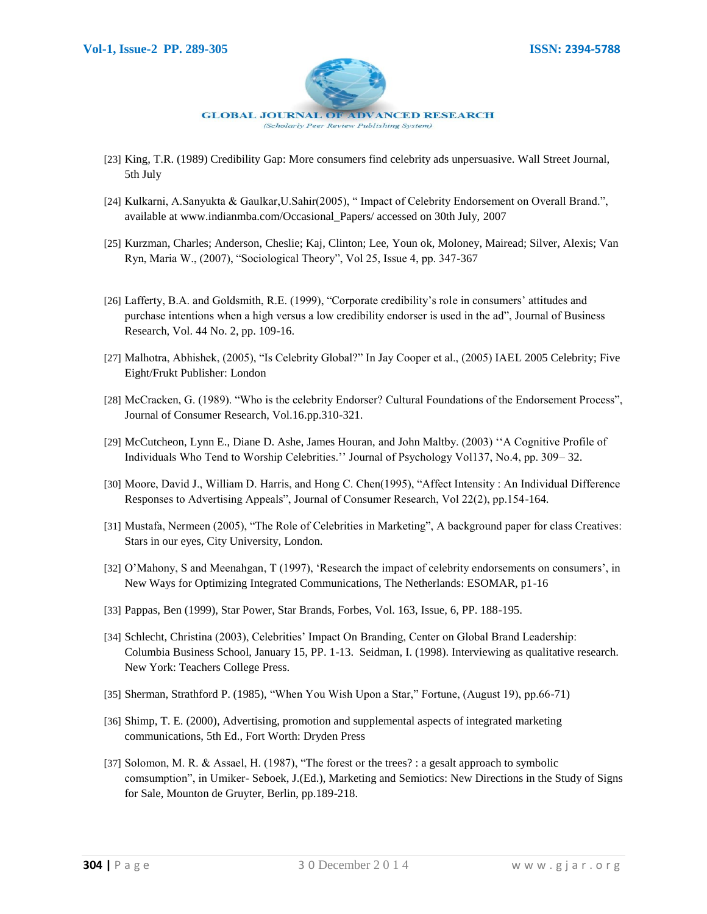[23] King, T.R. (1989) Credibility Gap: More consumers find celebrity ads unpersuasive. Wall Street Journal, 5th July

[24] Kulkarni, A.Sanyukta & Gaulkar,U.Sahir(2005), " Impact of Celebrity Endorsement on Overall Brand.", available at www.indianmba.com/Occasional_Papers/ accessed on 30th July, 2007

[25] Kurzman, Charles; Anderson, Cheslie; Kaj, Clinton; Lee, Youn ok, Moloney, Mairead; Silver, Alexis; Van Ryn, Maria W., (2007), "Sociological Theory", Vol 25, Issue 4, pp. 347-367

[26] Lafferty, B.A. and Goldsmith, R.E. (1999), "Corporate credibility's role in consumers' attitudes and purchase intentions when a high versus a low credibility endorser is used in the ad", Journal of Business Research, Vol. 44 No. 2, pp. 109-16.

[27] Malhotra, Abhishek, (2005), "Is Celebrity Global?" In Jay Cooper et al., (2005) IAEL 2005 Celebrity; Five Eight/Frukt Publisher: London

[28] McCracken, G. (1989). "Who is the celebrity Endorser? Cultural Foundations of the Endorsement Process", Journal of Consumer Research, Vol.16.pp.310-321.

[29] McCutcheon, Lynn E., Diane D. Ashe, James Houran, and John Maltby. (2003) ''A Cognitive Profile of Individuals Who Tend to Worship Celebrities.'' Journal of Psychology Vol137, No.4, pp. 309– 32.

[30] Moore, David J., William D. Harris, and Hong C. Chen(1995), "Affect Intensity : An Individual Difference Responses to Advertising Appeals", Journal of Consumer Research, Vol 22(2), pp.154-164.

[31] Mustafa, Nermeen (2005), "The Role of Celebrities in Marketing", A background paper for class Creatives: Stars in our eyes, City University, London.

[32] O'Mahony, S and Meenahgan, T (1997), 'Research the impact of celebrity endorsements on consumers', in New Ways for Optimizing Integrated Communications, The Netherlands: ESOMAR, p1-16

[33] Pappas, Ben (1999), Star Power, Star Brands, Forbes, Vol. 163, Issue, 6, PP. 188-195.

[34] Schlecht, Christina (2003), Celebrities' Impact On Branding, Center on Global Brand Leadership: Columbia Business School, January 15, PP. 1-13. Seidman, I. (1998). Interviewing as qualitative research. New York: Teachers College Press.

[35] Sherman, Strathford P. (1985), "When You Wish Upon a Star," Fortune, (August 19), pp.66-71)

[36] Shimp, T. E. (2000), Advertising, promotion and supplemental aspects of integrated marketing communications, 5th Ed., Fort Worth: Dryden Press

[37] Solomon, M. R. & Assael, H. (1987), "The forest or the trees? : a gesalt approach to symbolic comsumption", in Umiker- Seboek, J.(Ed.), Marketing and Semiotics: New Directions in the Study of Signs for Sale, Mounton de Gruyter, Berlin, pp.189-218.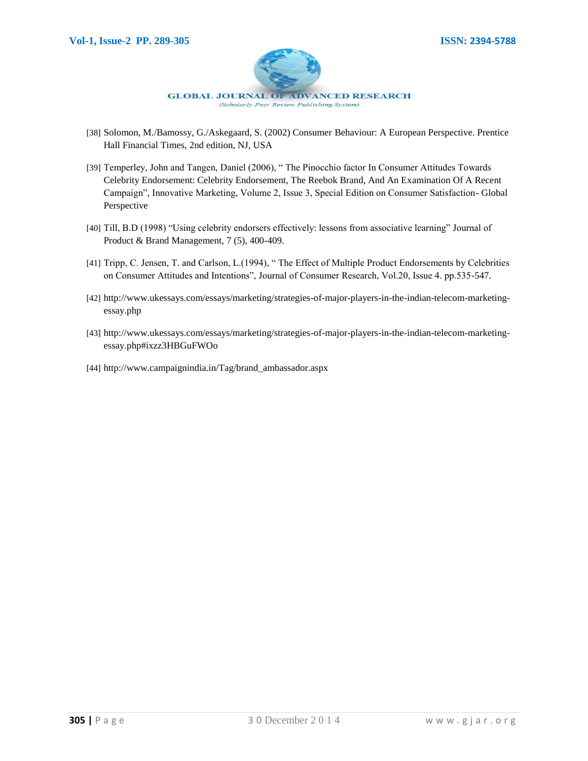[38] Solomon, M./Bamossy, G./Askegaard, S. (2002) Consumer Behaviour: A European Perspective. Prentice Hall Financial Times, 2nd edition, NJ, USA

[39] Temperley, John and Tangen, Daniel (2006), " The Pinocchio factor In Consumer Attitudes Towards Celebrity Endorsement: Celebrity Endorsement, The Reebok Brand, And An Examination Of A Recent Campaign", Innovative Marketing, Volume 2, Issue 3, Special Edition on Consumer Satisfaction- Global Perspective

[40] Till, B.D (1998) "Using celebrity endorsers effectively: lessons from associative learning" Journal of Product & Brand Management, 7 (5), 400-409.

[41] Tripp, C. Jensen, T. and Carlson, L.(1994), " The Effect of Multiple Product Endorsements by Celebrities on Consumer Attitudes and Intentions", Journal of Consumer Research, Vol.20, Issue 4. pp.535-547.

[42] http://www.ukessays.com/essays/marketing/strategies-of-major-players-in-the-indian-telecom-marketing-essay.php

[43] http://www.ukessays.com/essays/marketing/strategies-of-major-players-in-the-indian-telecom-marketing-essay.php#ixzz3HBGuFWOo

[44] http://www.campaignindia.in/Tag/brand_ambassador.aspx